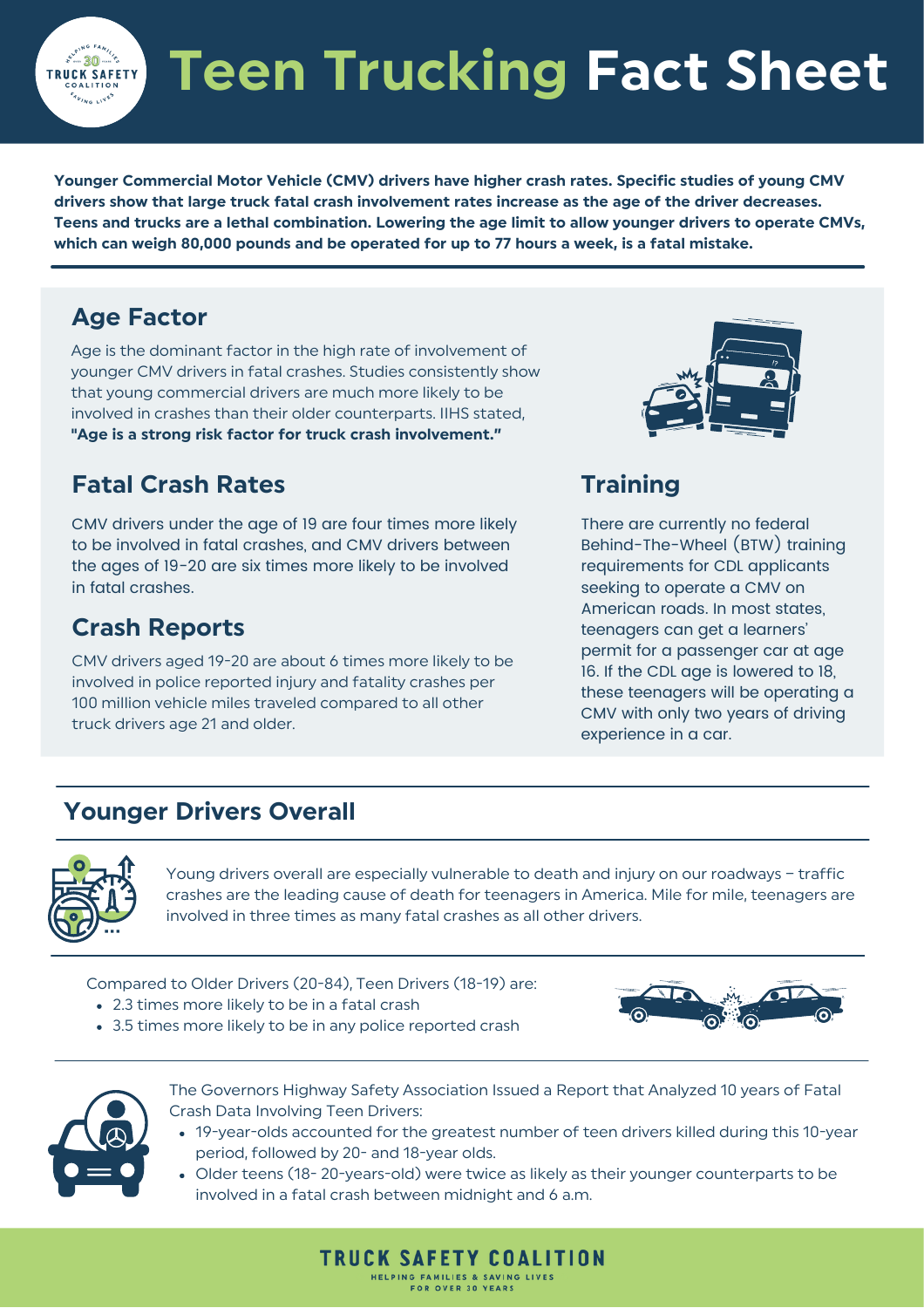# Teen Trucking Fact Sheet

**Younger Commercial Motor Vehicle (CMV) drivers have higher crash rates. Specific studies of young CMV drivers show that large truck fatal crash involvement rates increase as the age of the driver decreases. Teens and trucks are a lethal combination. Lowering the age limit to allow younger drivers to operate CMVs, which can weigh 80,000 pounds and be operated for up to 77 hours a week, is a fatal mistake.**

## Age Factor

Age is the dominant factor in the high rate of involvement of younger CMV drivers in fatal crashes. Studies consistently show that young commercial drivers are much more likely to be involved in crashes than their older counterparts. IIHS stated, **"Age is a strong risk factor for truck crash involvement."**

## Fatal Crash Rates

CMV drivers under the age of 19 are four times more likely to be involved in fatal crashes, and CMV drivers between the ages of 19-20 are six times more likely to be involved in fatal crashes.

## Crash Reports

CMV drivers aged 19-20 are about 6 times more likely to be involved in police reported injury and fatality crashes per 100 million vehicle miles traveled compared to all other truck drivers age 21 and older.

## Training

There are currently no federal Behind-The-Wheel (BTW) training requirements for CDL applicants seeking to operate a CMV on American roads. In most states, teenagers can get a learners' permit for a passenger car at age 16. If the CDL age is lowered to 18, these teenagers will be operating a CMV with only two years of driving experience in a car.

## Younger Drivers Overall

Young drivers overall are especially vulnerable to death and injury on our roadways – traffic crashes are the leading cause of death for teenagers in America. Mile for mile, teenagers are involved in three times as many fatal crashes as all other drivers.

Compared to Older Drivers (20-84), Teen Drivers (18-19) are:

- 2.3 times more likely to be in a fatal crash
- 3.5 times more likely to be in any police reported crash

The Governors Highway Safety Association Issued a Report that Analyzed 10 years of Fatal Crash Data Involving Teen Drivers:

- 19-year-olds accounted for the greatest number of teen drivers killed during this 10-year period, followed by 20- and 18-year olds.
- Older teens (18- 20-years-old) were twice as likely as their younger counterparts to be involved in a fatal crash between midnight and 6 a.m.

TRUCK SAFETY COALITION
HELPING FAMILIES & SAVING LIVES FOR OVER 30 YEARS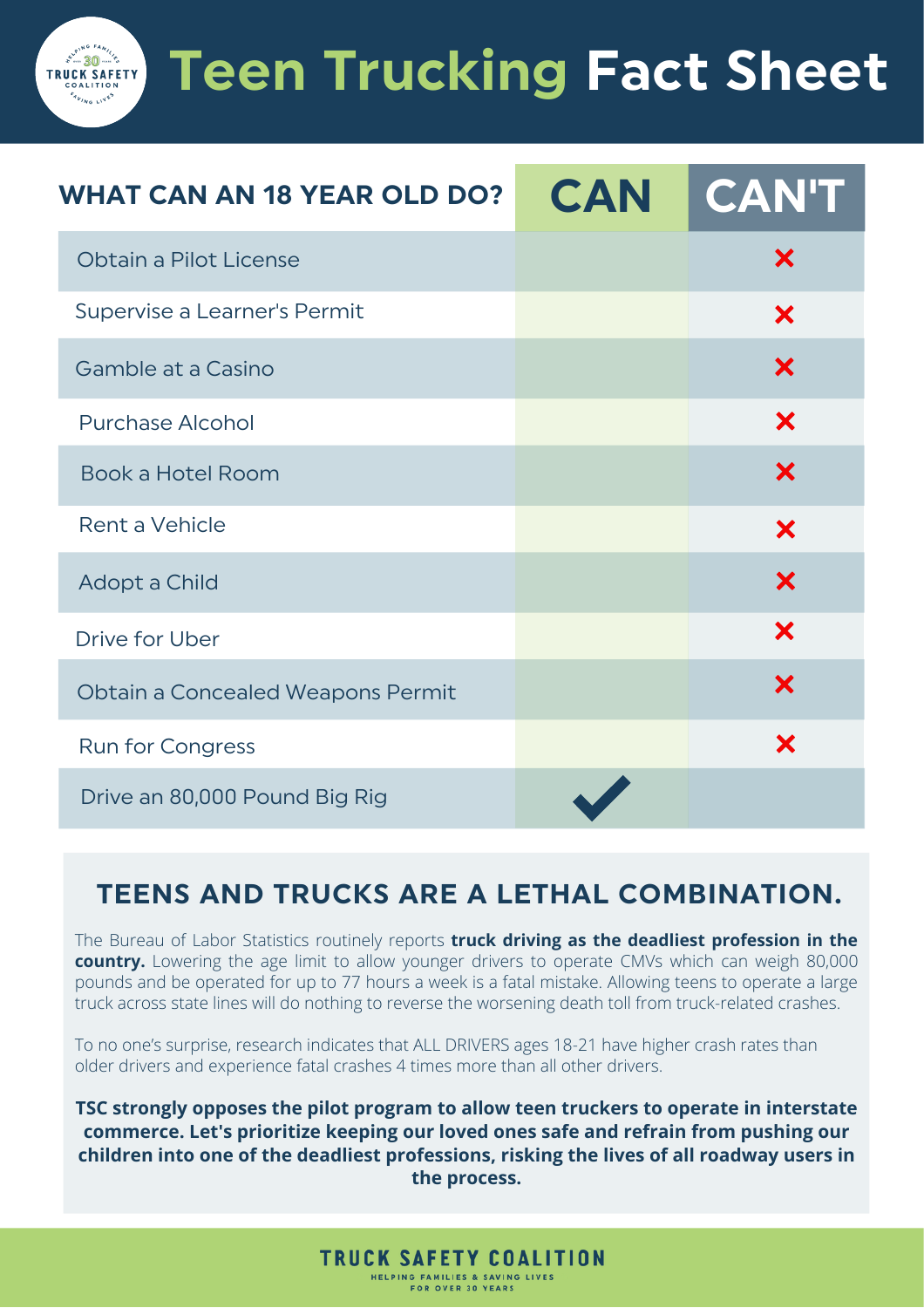# Teen Trucking Fact Sheet

| WHAT CAN AN 18 YEAR OLD DO? | CAN | CAN'T |
|---|---|---|
| Obtain a Pilot License | | ✗ |
| Supervise a Learner's Permit | | ✗ |
| Gamble at a Casino | | ✗ |
| Purchase Alcohol | | ✗ |
| Book a Hotel Room | | ✗ |
| Rent a Vehicle | | ✗ |
| Adopt a Child | | ✗ |
| Drive for Uber | | ✗ |
| Obtain a Concealed Weapons Permit | | ✗ |
| Run for Congress | | ✗ |
| Drive an 80,000 Pound Big Rig | ✓ | |

## TEENS AND TRUCKS ARE A LETHAL COMBINATION.

The Bureau of Labor Statistics routinely reports **truck driving as the deadliest profession in the country.** Lowering the age limit to allow younger drivers to operate CMVs which can weigh 80,000 pounds and be operated for up to 77 hours a week is a fatal mistake. Allowing teens to operate a large truck across state lines will do nothing to reverse the worsening death toll from truck-related crashes.

To no one's surprise, research indicates that ALL DRIVERS ages 18-21 have higher crash rates than older drivers and experience fatal crashes 4 times more than all other drivers.

**TSC strongly opposes the pilot program to allow teen truckers to operate in interstate commerce. Let's prioritize keeping our loved ones safe and refrain from pushing our children into one of the deadliest professions, risking the lives of all roadway users in the process.**

TRUCK SAFETY COALITION

HELPING FAMILIES & SAVING LIVES FOR OVER 30 YEARS